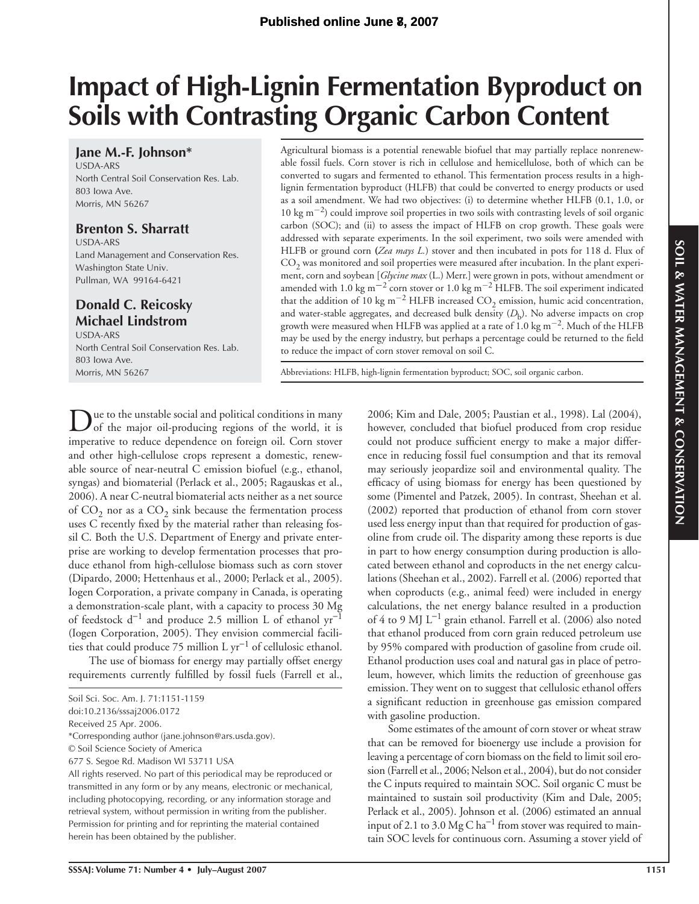# Impact of High-Lignin Fermentation Byproduct on Soils with Contrasting Organic Carbon Content

**Jane M.-F. Johnson***
USDA-ARS
North Central Soil Conservation Res. Lab.
803 Iowa Ave.
Morris, MN 56267

**Brenton S. Sharratt**
USDA-ARS
Land Management and Conservation Res.
Washington State Univ.
Pullman, WA 99164-6421

**Donald C. Reicosky**
**Michael Lindstrom**
USDA-ARS
North Central Soil Conservation Res. Lab.
803 Iowa Ave.
Morris, MN 56267

Agricultural biomass is a potential renewable biofuel that may partially replace nonrenewable fossil fuels. Corn stover is rich in cellulose and hemicellulose, both of which can be converted to sugars and fermented to ethanol. This fermentation process results in a high-lignin fermentation byproduct (HLFB) that could be converted to energy products or used as a soil amendment. We had two objectives: (i) to determine whether HLFB (0.1, 1.0, or 10 kg $m^{-2}$) could improve soil properties in two soils with contrasting levels of soil organic carbon (SOC); and (ii) to assess the impact of HLFB on crop growth. These goals were addressed with separate experiments. In the soil experiment, two soils were amended with HLFB or ground corn (*Zea mays L.*) stover and then incubated in pots for 118 d. Flux of $CO_2$ was monitored and soil properties were measured after incubation. In the plant experiment, corn and soybean [*Glycine max* (L.) Merr.] were grown in pots, without amendment or amended with 1.0 kg $m^{-2}$ corn stover or 1.0 kg $m^{-2}$ HLFB. The soil experiment indicated that the addition of 10 kg $m^{-2}$ HLFB increased $CO_2$ emission, humic acid concentration, and water-stable aggregates, and decreased bulk density ($D_b$). No adverse impacts on crop growth were measured when HLFB was applied at a rate of 1.0 kg $m^{-2}$. Much of the HLFB may be used by the energy industry, but perhaps a percentage could be returned to the field to reduce the impact of corn stover removal on soil C.

Abbreviations: HLFB, high-lignin fermentation byproduct; SOC, soil organic carbon.

Due to the unstable social and political conditions in many of the major oil-producing regions of the world, it is imperative to reduce dependence on foreign oil. Corn stover and other high-cellulose crops represent a domestic, renewable source of near-neutral C emission biofuel (e.g., ethanol, syngas) and biomaterial (Perlack et al., 2005; Ragauskas et al., 2006). A near C-neutral biomaterial acts neither as a net source of $CO_2$ nor as a $CO_2$ sink because the fermentation process uses C recently fixed by the material rather than releasing fossil C. Both the U.S. Department of Energy and private enterprise are working to develop fermentation processes that produce ethanol from high-cellulose biomass such as corn stover (Dipardo, 2000; Hettenhaus et al., 2000; Perlack et al., 2005). Iogen Corporation, a private company in Canada, is operating a demonstration-scale plant, with a capacity to process 30 Mg of feedstock $d^{-1}$ and produce 2.5 million L of ethanol $yr^{-1}$ (Iogen Corporation, 2005). They envision commercial facilities that could produce 75 million L $yr^{-1}$ of cellulosic ethanol.

The use of biomass for energy may partially offset energy requirements currently fulfilled by fossil fuels (Farrell et al., 2006; Kim and Dale, 2005; Paustian et al., 1998). Lal (2004), however, concluded that biofuel produced from crop residue could not produce sufficient energy to make a major difference in reducing fossil fuel consumption and that its removal may seriously jeopardize soil and environmental quality. The efficacy of using biomass for energy has been questioned by some (Pimentel and Patzek, 2005). In contrast, Sheehan et al. (2002) reported that production of ethanol from corn stover used less energy input than that required for production of gasoline from crude oil. The disparity among these reports is due in part to how energy consumption during production is allocated between ethanol and coproducts in the net energy calculations (Sheehan et al., 2002). Farrell et al. (2006) reported that when coproducts (e.g., animal feed) were included in energy calculations, the net energy balance resulted in a production of 4 to 9 MJ $L^{-1}$ grain ethanol. Farrell et al. (2006) also noted that ethanol produced from corn grain reduced petroleum use by 95% compared with production of gasoline from crude oil. Ethanol production uses coal and natural gas in place of petroleum, however, which limits the reduction of greenhouse gas emission. They went on to suggest that cellulosic ethanol offers a significant reduction in greenhouse gas emission compared with gasoline production.

Some estimates of the amount of corn stover or wheat straw that can be removed for bioenergy use include a provision for leaving a percentage of corn biomass on the field to limit soil erosion (Farrell et al., 2006; Nelson et al., 2004), but do not consider the C inputs required to maintain SOC. Soil organic C must be maintained to sustain soil productivity (Kim and Dale, 2005; Perlack et al., 2005). Johnson et al. (2006) estimated an annual input of 2.1 to 3.0 Mg C $ha^{-1}$ from stover was required to maintain SOC levels for continuous corn. Assuming a stover yield of

Soil Sci. Soc. Am. J. 71:1151-1159
doi:10.2136/sssaj2006.0172
Received 25 Apr. 2006.
*Corresponding author (jane.johnson@ars.usda.gov).
© Soil Science Society of America
677 S. Segoe Rd. Madison WI 53711 USA
All rights reserved. No part of this periodical may be reproduced or transmitted in any form or by any means, electronic or mechanical, including photocopying, recording, or any information storage and retrieval system, without permission in writing from the publisher. Permission for printing and for reprinting the material contained herein has been obtained by the publisher.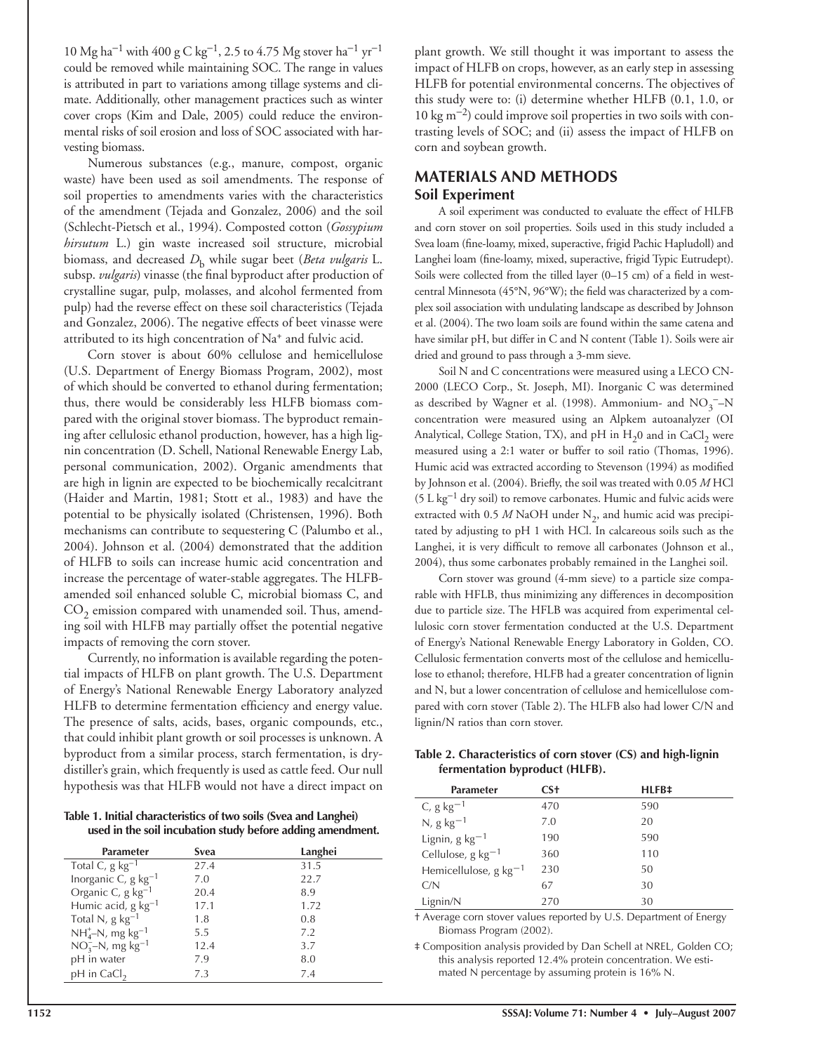10 Mg ha$^{-1}$ with 400 g C kg$^{-1}$, 2.5 to 4.75 Mg stover ha$^{-1}$ yr$^{-1}$ could be removed while maintaining SOC. The range in values is attributed in part to variations among tillage systems and climate. Additionally, other management practices such as winter cover crops (Kim and Dale, 2005) could reduce the environmental risks of soil erosion and loss of SOC associated with harvesting biomass.

Numerous substances (e.g., manure, compost, organic waste) have been used as soil amendments. The response of soil properties to amendments varies with the characteristics of the amendment (Tejada and Gonzalez, 2006) and the soil (Schlecht-Pietsch et al., 1994). Composted cotton (*Gossypium hirsutum* L.) gin waste increased soil structure, microbial biomass, and decreased $D_b$ while sugar beet (*Beta vulgaris* L. subsp. *vulgaris*) vinasse (the final byproduct after production of crystalline sugar, pulp, molasses, and alcohol fermented from pulp) had the reverse effect on these soil characteristics (Tejada and Gonzalez, 2006). The negative effects of beet vinasse were attributed to its high concentration of $Na^+$ and fulvic acid.

Corn stover is about 60% cellulose and hemicellulose (U.S. Department of Energy Biomass Program, 2002), most of which should be converted to ethanol during fermentation; thus, there would be considerably less HLFB biomass compared with the original stover biomass. The byproduct remaining after cellulosic ethanol production, however, has a high lignin concentration (D. Schell, National Renewable Energy Lab, personal communication, 2002). Organic amendments that are high in lignin are expected to be biochemically recalcitrant (Haider and Martin, 1981; Stott et al., 1983) and have the potential to be physically isolated (Christensen, 1996). Both mechanisms can contribute to sequestering C (Palumbo et al., 2004). Johnson et al. (2004) demonstrated that the addition of HLFB to soils can increase humic acid concentration and increase the percentage of water-stable aggregates. The HLFB-amended soil enhanced soluble C, microbial biomass C, and $CO_2$ emission compared with unamended soil. Thus, amending soil with HLFB may partially offset the potential negative impacts of removing the corn stover.

Currently, no information is available regarding the potential impacts of HLFB on plant growth. The U.S. Department of Energy's National Renewable Energy Laboratory analyzed HLFB to determine fermentation efficiency and energy value. The presence of salts, acids, bases, organic compounds, etc., that could inhibit plant growth or soil processes is unknown. A byproduct from a similar process, starch fermentation, is dry-distiller's grain, which frequently is used as cattle feed. Our null hypothesis was that HLFB would not have a direct impact on plant growth. We still thought it was important to assess the impact of HLFB on crops, however, as an early step in assessing HLFB for potential environmental concerns. The objectives of this study were to: (i) determine whether HLFB (0.1, 1.0, or 10 kg m$^{-2}$) could improve soil properties in two soils with contrasting levels of SOC; and (ii) assess the impact of HLFB on corn and soybean growth.

**Table 1. Initial characteristics of two soils (Svea and Langhei) used in the soil incubation study before adding amendment.**

| Parameter | Svea | Langhei |
|---|---|---|
| Total C, g kg$^{-1}$ | 27.4 | 31.5 |
| Inorganic C, g kg$^{-1}$ | 7.0 | 22.7 |
| Organic C, g kg$^{-1}$ | 20.4 | 8.9 |
| Humic acid, g kg$^{-1}$ | 17.1 | 1.72 |
| Total N, g kg$^{-1}$ | 1.8 | 0.8 |
| $NH_4^+$–N, mg kg$^{-1}$ | 5.5 | 7.2 |
| $NO_3^-$–N, mg kg$^{-1}$ | 12.4 | 3.7 |
| pH in water | 7.9 | 8.0 |
| pH in $CaCl_2$ | 7.3 | 7.4 |

## MATERIALS AND METHODS

### Soil Experiment

A soil experiment was conducted to evaluate the effect of HLFB and corn stover on soil properties. Soils used in this study included a Svea loam (fine-loamy, mixed, superactive, frigid Pachic Hapludoll) and Langhei loam (fine-loamy, mixed, superactive, frigid Typic Eutrudept). Soils were collected from the tilled layer (0–15 cm) of a field in west-central Minnesota (45°N, 96°W); the field was characterized by a complex soil association with undulating landscape as described by Johnson et al. (2004). The two loam soils are found within the same catena and have similar pH, but differ in C and N content (Table 1). Soils were air dried and ground to pass through a 3-mm sieve.

Soil N and C concentrations were measured using a LECO CN-2000 (LECO Corp., St. Joseph, MI). Inorganic C was determined as described by Wagner et al. (1998). Ammonium- and $NO_3^-$–N concentration were measured using an Alpkem autoanalyzer (OI Analytical, College Station, TX), and pH in $H_2O$ and in $CaCl_2$ were measured using a 2:1 water or buffer to soil ratio (Thomas, 1996). Humic acid was extracted according to Stevenson (1994) as modified by Johnson et al. (2004). Briefly, the soil was treated with 0.05 *M* HCl (5 L kg$^{-1}$ dry soil) to remove carbonates. Humic and fulvic acids were extracted with 0.5 *M* NaOH under $N_2$, and humic acid was precipitated by adjusting to pH 1 with HCl. In calcareous soils such as the Langhei, it is very difficult to remove all carbonates (Johnson et al., 2004), thus some carbonates probably remained in the Langhei soil.

Corn stover was ground (4-mm sieve) to a particle size comparable with HFLB, thus minimizing any differences in decomposition due to particle size. The HFLB was acquired from experimental cellulosic corn stover fermentation conducted at the U.S. Department of Energy's National Renewable Energy Laboratory in Golden, CO. Cellulosic fermentation converts most of the cellulose and hemicellulose to ethanol; therefore, HLFB had a greater concentration of lignin and N, but a lower concentration of cellulose and hemicellulose compared with corn stover (Table 2). The HLFB also had lower C/N and lignin/N ratios than corn stover.

**Table 2. Characteristics of corn stover (CS) and high-lignin fermentation byproduct (HLFB).**

| Parameter | CS† | HLFB‡ |
|---|---|---|
| C, g kg$^{-1}$ | 470 | 590 |
| N, g kg$^{-1}$ | 7.0 | 20 |
| Lignin, g kg$^{-1}$ | 190 | 590 |
| Cellulose, g kg$^{-1}$ | 360 | 110 |
| Hemicellulose, g kg$^{-1}$ | 230 | 50 |
| C/N | 67 | 30 |
| Lignin/N | 270 | 30 |

† Average corn stover values reported by U.S. Department of Energy Biomass Program (2002).

‡ Composition analysis provided by Dan Schell at NREL, Golden CO; this analysis reported 12.4% protein concentration. We estimated N percentage by assuming protein is 16% N.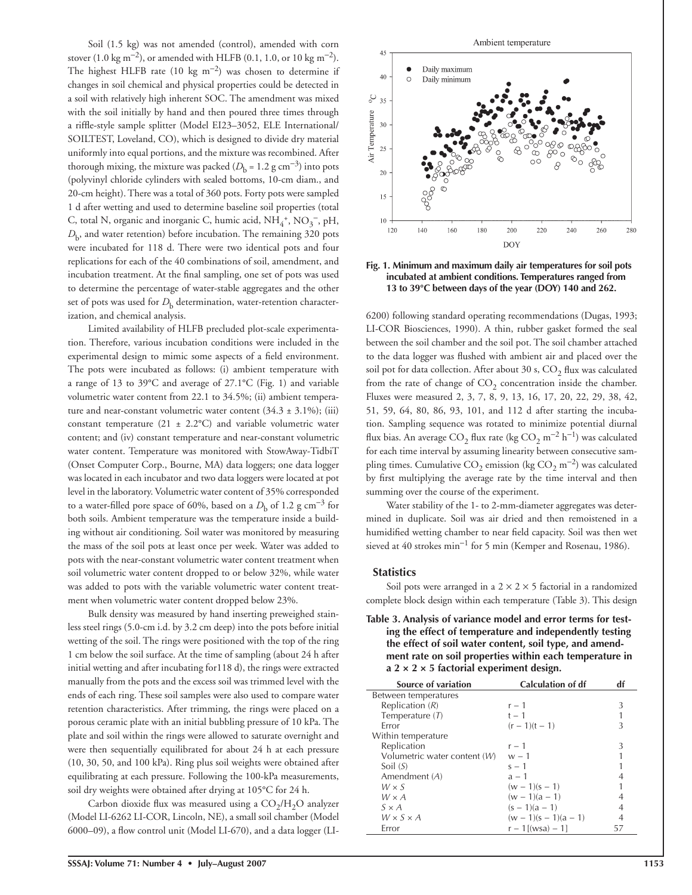Soil (1.5 kg) was not amended (control), amended with corn stover (1.0 kg $m^{-2}$), or amended with HLFB (0.1, 1.0, or 10 kg $m^{-2}$). The highest HLFB rate (10 kg $m^{-2}$) was chosen to determine if changes in soil chemical and physical properties could be detected in a soil with relatively high inherent SOC. The amendment was mixed with the soil initially by hand and then poured three times through a riffle-style sample splitter (Model EI23–3052, ELE International/ SOILTEST, Loveland, CO), which is designed to divide dry material uniformly into equal portions, and the mixture was recombined. After thorough mixing, the mixture was packed ($D_b$ = 1.2 g $cm^{-3}$) into pots (polyvinyl chloride cylinders with sealed bottoms, 10-cm diam., and 20-cm height). There was a total of 360 pots. Forty pots were sampled 1 d after wetting and used to determine baseline soil properties (total C, total N, organic and inorganic C, humic acid, $NH_4^+$, $NO_3^-$, pH, $D_b$, and water retention) before incubation. The remaining 320 pots were incubated for 118 d. There were two identical pots and four replications for each of the 40 combinations of soil, amendment, and incubation treatment. At the final sampling, one set of pots was used to determine the percentage of water-stable aggregates and the other set of pots was used for $D_b$ determination, water-retention characterization, and chemical analysis.

Limited availability of HLFB precluded plot-scale experimentation. Therefore, various incubation conditions were included in the experimental design to mimic some aspects of a field environment. The pots were incubated as follows: (i) ambient temperature with a range of 13 to 39°C and average of 27.1°C (Fig. 1) and variable volumetric water content from 22.1 to 34.5%; (ii) ambient temperature and near-constant volumetric water content (34.3 ± 3.1%); (iii) constant temperature (21 ± 2.2°C) and variable volumetric water content; and (iv) constant temperature and near-constant volumetric water content. Temperature was monitored with StowAway-TidbiT (Onset Computer Corp., Bourne, MA) data loggers; one data logger was located in each incubator and two data loggers were located at pot level in the laboratory. Volumetric water content of 35% corresponded to a water-filled pore space of 60%, based on a $D_b$ of 1.2 g $cm^{-3}$ for both soils. Ambient temperature was the temperature inside a building without air conditioning. Soil water was monitored by measuring the mass of the soil pots at least once per week. Water was added to pots with the near-constant volumetric water content treatment when soil volumetric water content dropped to or below 32%, while water was added to pots with the variable volumetric water content treatment when volumetric water content dropped below 23%.

Bulk density was measured by hand inserting preweighed stainless steel rings (5.0-cm i.d. by 3.2 cm deep) into the pots before initial wetting of the soil. The rings were positioned with the top of the ring 1 cm below the soil surface. At the time of sampling (about 24 h after initial wetting and after incubating for118 d), the rings were extracted manually from the pots and the excess soil was trimmed level with the ends of each ring. These soil samples were also used to compare water retention characteristics. After trimming, the rings were placed on a porous ceramic plate with an initial bubbling pressure of 10 kPa. The plate and soil within the rings were allowed to saturate overnight and were then sequentially equilibrated for about 24 h at each pressure (10, 30, 50, and 100 kPa). Ring plus soil weights were obtained after equilibrating at each pressure. Following the 100-kPa measurements, soil dry weights were obtained after drying at 105°C for 24 h.

Carbon dioxide flux was measured using a $CO_2$/$H_2O$ analyzer (Model LI-6262 LI-COR, Lincoln, NE), a small soil chamber (Model 6000–09), a flow control unit (Model LI-670), and a data logger (LI-6200) following standard operating recommendations (Dugas, 1993; LI-COR Biosciences, 1990). A thin, rubber gasket formed the seal between the soil chamber and the soil pot. The soil chamber attached to the data logger was flushed with ambient air and placed over the soil pot for data collection. After about 30 s, $CO_2$ flux was calculated from the rate of change of $CO_2$ concentration inside the chamber. Fluxes were measured 2, 3, 7, 8, 9, 13, 16, 17, 20, 22, 29, 38, 42, 51, 59, 64, 80, 86, 93, 101, and 112 d after starting the incubation. Sampling sequence was rotated to minimize potential diurnal flux bias. An average $CO_2$ flux rate (kg $CO_2$ $m^{-2}$ $h^{-1}$) was calculated for each time interval by assuming linearity between consecutive sampling times. Cumulative $CO_2$ emission (kg $CO_2$ $m^{-2}$) was calculated by first multiplying the average rate by the time interval and then summing over the course of the experiment.

Water stability of the 1- to 2-mm-diameter aggregates was determined in duplicate. Soil was air dried and then remoistened in a humidified wetting chamber to near field capacity. Soil was then wet sieved at 40 strokes $min^{-1}$ for 5 min (Kemper and Rosenau, 1986).

**Fig. 1. Minimum and maximum daily air temperatures for soil pots incubated at ambient conditions. Temperatures ranged from 13 to 39°C between days of the year (DOY) 140 and 262.**

### Statistics

Soil pots were arranged in a 2 × 2 × 5 factorial in a randomized complete block design within each temperature (Table 3). This design

**Table 3. Analysis of variance model and error terms for testing the effect of temperature and independently testing the effect of soil water content, soil type, and amendment rate on soil properties within each temperature in a 2 × 2 × 5 factorial experiment design.**

| Source of variation | Calculation of df | df |
|---|---|---|
| Between temperatures | | |
| Replication (*R*) | r − 1 | 3 |
| Temperature (*T*) | t − 1 | 1 |
| Error | (r − 1)(t − 1) | 3 |
| Within temperature | | |
| Replication | r − 1 | 3 |
| Volumetric water content (*W*) | w − 1 | 1 |
| Soil (*S*) | s − 1 | 1 |
| Amendment (*A*) | a − 1 | 4 |
| *W* × *S* | (w − 1)(s − 1) | 1 |
| *W* × *A* | (w − 1)(a − 1) | 4 |
| *S* × *A* | (s − 1)(a − 1) | 4 |
| *W* × *S* × *A* | (w − 1)(s − 1)(a − 1) | 4 |
| Error | r − 1[(wsa) − 1] | 57 |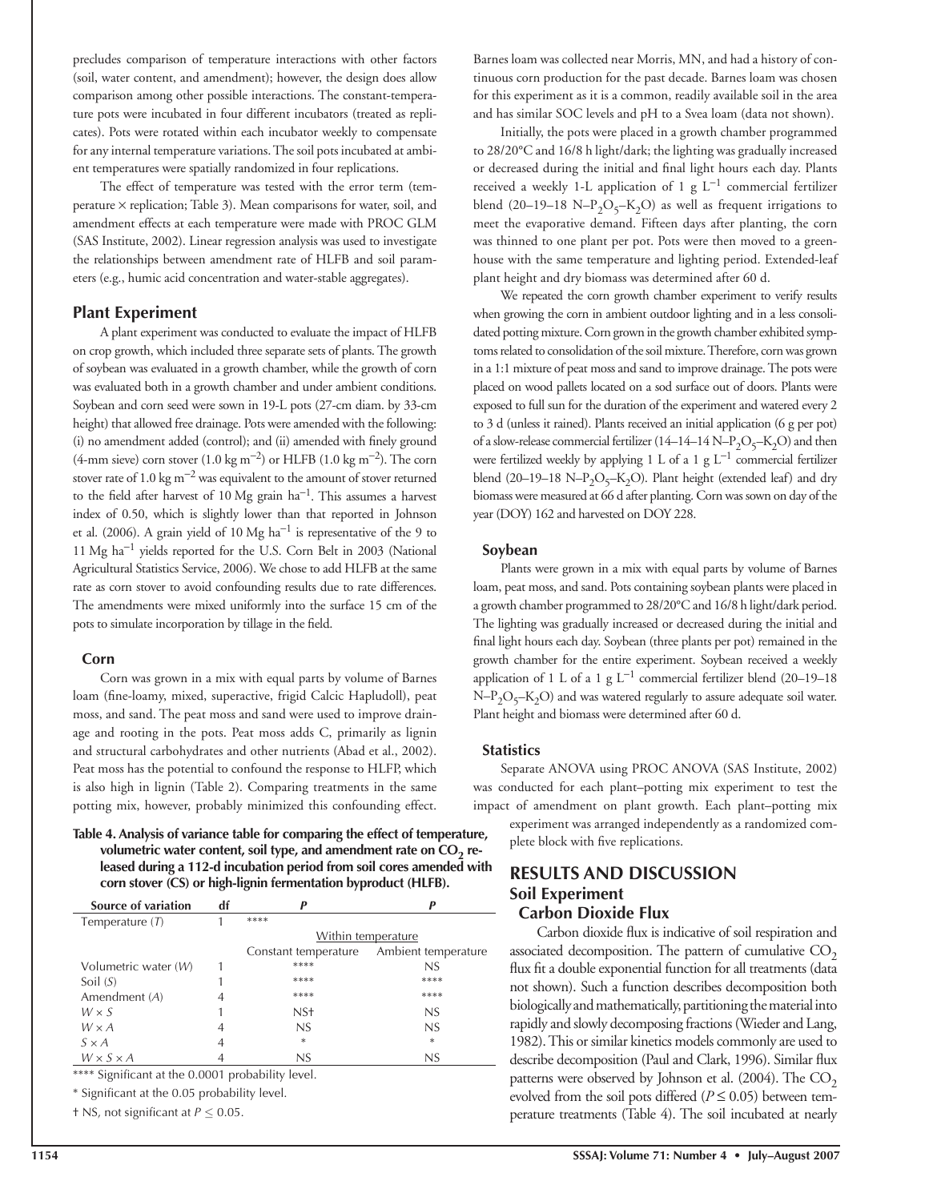precludes comparison of temperature interactions with other factors (soil, water content, and amendment); however, the design does allow comparison among other possible interactions. The constant-temperature pots were incubated in four different incubators (treated as replicates). Pots were rotated within each incubator weekly to compensate for any internal temperature variations. The soil pots incubated at ambient temperatures were spatially randomized in four replications.

The effect of temperature was tested with the error term (temperature × replication; Table 3). Mean comparisons for water, soil, and amendment effects at each temperature were made with PROC GLM (SAS Institute, 2002). Linear regression analysis was used to investigate the relationships between amendment rate of HLFB and soil parameters (e.g., humic acid concentration and water-stable aggregates).

## Plant Experiment

A plant experiment was conducted to evaluate the impact of HLFB on crop growth, which included three separate sets of plants. The growth of soybean was evaluated in a growth chamber, while the growth of corn was evaluated both in a growth chamber and under ambient conditions. Soybean and corn seed were sown in 19-L pots (27-cm diam. by 33-cm height) that allowed free drainage. Pots were amended with the following: (i) no amendment added (control); and (ii) amended with finely ground (4-mm sieve) corn stover (1.0 kg $m^{-2}$) or HLFB (1.0 kg $m^{-2}$). The corn stover rate of 1.0 kg $m^{-2}$ was equivalent to the amount of stover returned to the field after harvest of 10 Mg grain $ha^{-1}$. This assumes a harvest index of 0.50, which is slightly lower than that reported in Johnson et al. (2006). A grain yield of 10 Mg $ha^{-1}$ is representative of the 9 to 11 Mg $ha^{-1}$ yields reported for the U.S. Corn Belt in 2003 (National Agricultural Statistics Service, 2006). We chose to add HLFB at the same rate as corn stover to avoid confounding results due to rate differences. The amendments were mixed uniformly into the surface 15 cm of the pots to simulate incorporation by tillage in the field.

### Corn

Corn was grown in a mix with equal parts by volume of Barnes loam (fine-loamy, mixed, superactive, frigid Calcic Hapludoll), peat moss, and sand. The peat moss and sand were used to improve drainage and rooting in the pots. Peat moss adds C, primarily as lignin and structural carbohydrates and other nutrients (Abad et al., 2002). Peat moss has the potential to confound the response to HLFP, which is also high in lignin (Table 2). Comparing treatments in the same potting mix, however, probably minimized this confounding effect. Barnes loam was collected near Morris, MN, and had a history of continuous corn production for the past decade. Barnes loam was chosen for this experiment as it is a common, readily available soil in the area and has similar SOC levels and pH to a Svea loam (data not shown).

Initially, the pots were placed in a growth chamber programmed to 28/20°C and 16/8 h light/dark; the lighting was gradually increased or decreased during the initial and final light hours each day. Plants received a weekly 1-L application of 1 g $L^{-1}$ commercial fertilizer blend (20–19–18 N–$P_2O_5$–$K_2O$) as well as frequent irrigations to meet the evaporative demand. Fifteen days after planting, the corn was thinned to one plant per pot. Pots were then moved to a greenhouse with the same temperature and lighting period. Extended-leaf plant height and dry biomass was determined after 60 d.

We repeated the corn growth chamber experiment to verify results when growing the corn in ambient outdoor lighting and in a less consolidated potting mixture. Corn grown in the growth chamber exhibited symptoms related to consolidation of the soil mixture. Therefore, corn was grown in a 1:1 mixture of peat moss and sand to improve drainage. The pots were placed on wood pallets located on a sod surface out of doors. Plants were exposed to full sun for the duration of the experiment and watered every 2 to 3 d (unless it rained). Plants received an initial application (6 g per pot) of a slow-release commercial fertilizer (14–14–14 N–$P_2O_5$–$K_2O$) and then were fertilized weekly by applying 1 L of a 1 g $L^{-1}$ commercial fertilizer blend (20–19–18 N–$P_2O_5$–$K_2O$). Plant height (extended leaf) and dry biomass were measured at 66 d after planting. Corn was sown on day of the year (DOY) 162 and harvested on DOY 228.

### Soybean

Plants were grown in a mix with equal parts by volume of Barnes loam, peat moss, and sand. Pots containing soybean plants were placed in a growth chamber programmed to 28/20°C and 16/8 h light/dark period. The lighting was gradually increased or decreased during the initial and final light hours each day. Soybean (three plants per pot) remained in the growth chamber for the entire experiment. Soybean received a weekly application of 1 L of a 1 g $L^{-1}$ commercial fertilizer blend (20–19–18 N–$P_2O_5$–$K_2O$) and was watered regularly to assure adequate soil water. Plant height and biomass were determined after 60 d.

### Statistics

Separate ANOVA using PROC ANOVA (SAS Institute, 2002) was conducted for each plant–potting mix experiment to test the impact of amendment on plant growth. Each plant–potting mix experiment was arranged independently as a randomized complete block with five replications.

**Table 4. Analysis of variance table for comparing the effect of temperature, volumetric water content, soil type, and amendment rate on $CO_2$ released during a 112-d incubation period from soil cores amended with corn stover (CS) or high-lignin fermentation byproduct (HLFB).**

| Source of variation | df | P | P |
|---|---|---|---|
| Temperature (*T*) | 1 | **** | |
| | | Within temperature | |
| | | Constant temperature | Ambient temperature |
| Volumetric water (*W*) | 1 | **** | NS |
| Soil (*S*) | 1 | **** | **** |
| Amendment (*A*) | 4 | **** | **** |
| *W* × *S* | 1 | NS† | NS |
| *W* × *A* | 4 | NS | NS |
| *S* × *A* | 4 | * | * |
| *W* × *S* × *A* | 4 | NS | NS |

**** Significant at the 0.0001 probability level.

\* Significant at the 0.05 probability level.

† NS, not significant at $P \leq 0.05$.

# RESULTS AND DISCUSSION

## Soil Experiment

### Carbon Dioxide Flux

Carbon dioxide flux is indicative of soil respiration and associated decomposition. The pattern of cumulative $CO_2$ flux fit a double exponential function for all treatments (data not shown). Such a function describes decomposition both biologically and mathematically, partitioning the material into rapidly and slowly decomposing fractions (Wieder and Lang, 1982). This or similar kinetics models commonly are used to describe decomposition (Paul and Clark, 1996). Similar flux patterns were observed by Johnson et al. (2004). The $CO_2$ evolved from the soil pots differed ($P \leq 0.05$) between temperature treatments (Table 4). The soil incubated at nearly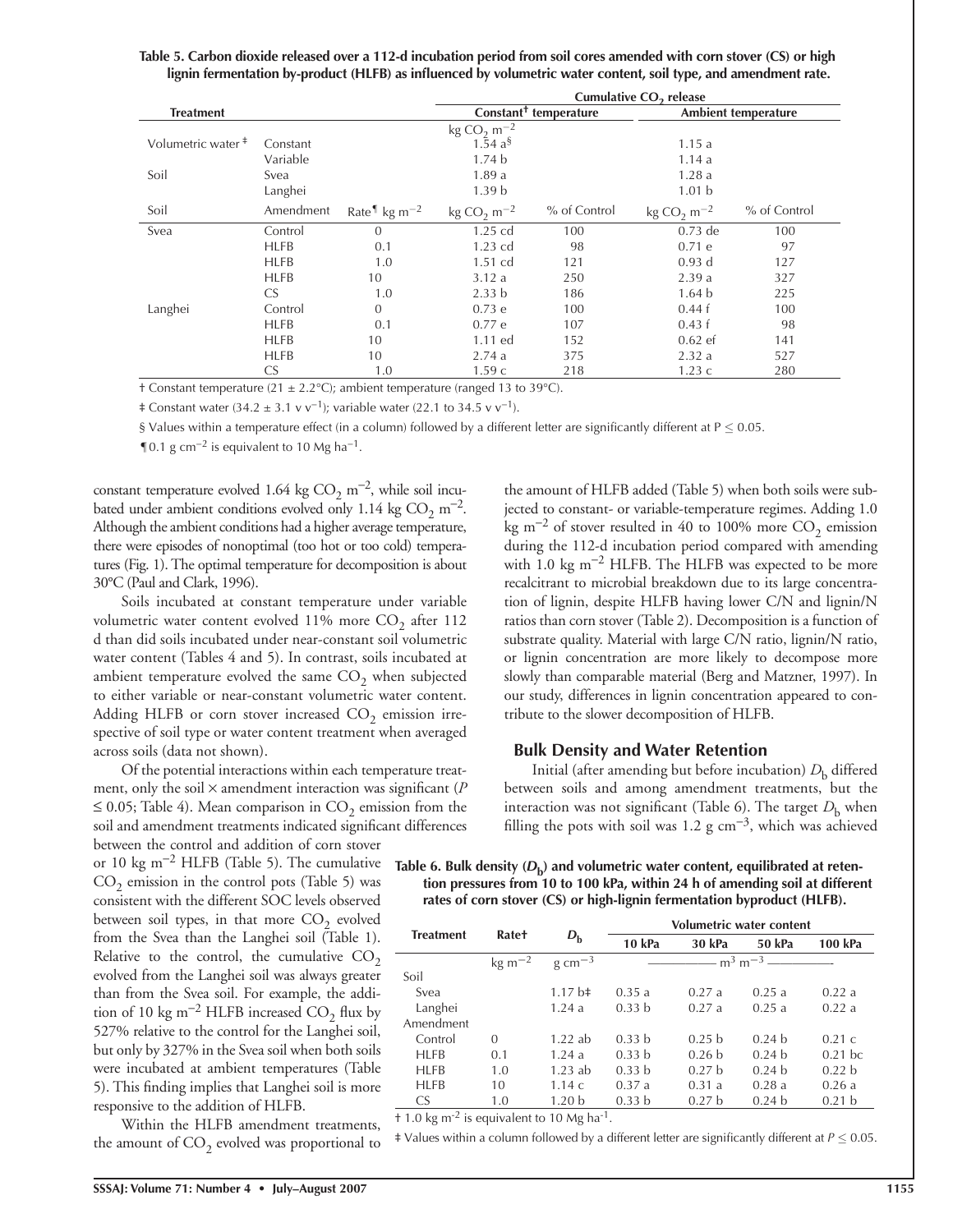**Table 5. Carbon dioxide released over a 112-d incubation period from soil cores amended with corn stover (CS) or high lignin fermentation by-product (HLFB) as influenced by volumetric water content, soil type, and amendment rate.**

| Treatment | | | Cumulative $CO_2$ release | | | |
|---|---|---|---|---|---|---|
| | | | Constant† temperature | | Ambient temperature | |
| | | | kg $CO_2$ m$^{-2}$ | | | |
| Volumetric water ‡ | Constant | | 1.54 a§ | | 1.15 a | |
| | Variable | | 1.74 b | | 1.14 a | |
| Soil | Svea | | 1.89 a | | 1.28 a | |
| | Langhei | | 1.39 b | | 1.01 b | |
| Soil | Amendment | Rate¶ kg m$^{-2}$ | kg $CO_2$ m$^{-2}$ | % of Control | kg $CO_2$ m$^{-2}$ | % of Control |
| Svea | Control | 0 | 1.25 cd | 100 | 0.73 de | 100 |
| | HLFB | 0.1 | 1.23 cd | 98 | 0.71 e | 97 |
| | HLFB | 1.0 | 1.51 cd | 121 | 0.93 d | 127 |
| | HLFB | 10 | 3.12 a | 250 | 2.39 a | 327 |
| | CS | 1.0 | 2.33 b | 186 | 1.64 b | 225 |
| Langhei | Control | 0 | 0.73 e | 100 | 0.44 f | 100 |
| | HLFB | 0.1 | 0.77 e | 107 | 0.43 f | 98 |
| | HLFB | 10 | 1.11 ed | 152 | 0.62 ef | 141 |
| | HLFB | 10 | 2.74 a | 375 | 2.32 a | 527 |
| | CS | 1.0 | 1.59 c | 218 | 1.23 c | 280 |

† Constant temperature (21 ± 2.2°C); ambient temperature (ranged 13 to 39°C).

‡ Constant water (34.2 ± 3.1 v v$^{-1}$); variable water (22.1 to 34.5 v v$^{-1}$).

§ Values within a temperature effect (in a column) followed by a different letter are significantly different at P ≤ 0.05.

¶ 0.1 g cm$^{-2}$ is equivalent to 10 Mg ha$^{-1}$.

constant temperature evolved 1.64 kg $CO_2$ m$^{-2}$, while soil incubated under ambient conditions evolved only 1.14 kg $CO_2$ m$^{-2}$. Although the ambient conditions had a higher average temperature, there were episodes of nonoptimal (too hot or too cold) temperatures (Fig. 1). The optimal temperature for decomposition is about 30°C (Paul and Clark, 1996).

Soils incubated at constant temperature under variable volumetric water content evolved 11% more $CO_2$ after 112 d than did soils incubated under near-constant soil volumetric water content (Tables 4 and 5). In contrast, soils incubated at ambient temperature evolved the same $CO_2$ when subjected to either variable or near-constant volumetric water content. Adding HLFB or corn stover increased $CO_2$ emission irrespective of soil type or water content treatment when averaged across soils (data not shown).

Of the potential interactions within each temperature treatment, only the soil × amendment interaction was significant ($P \leq 0.05$; Table 4). Mean comparison in $CO_2$ emission from the soil and amendment treatments indicated significant differences between the control and addition of corn stover or 10 kg m$^{-2}$ HLFB (Table 5). The cumulative $CO_2$ emission in the control pots (Table 5) was consistent with the different SOC levels observed between soil types, in that more $CO_2$ evolved from the Svea than the Langhei soil (Table 1). Relative to the control, the cumulative $CO_2$ evolved from the Langhei soil was always greater than from the Svea soil. For example, the addition of 10 kg m$^{-2}$ HLFB increased $CO_2$ flux by 527% relative to the control for the Langhei soil, but only by 327% in the Svea soil when both soils were incubated at ambient temperatures (Table 5). This finding implies that Langhei soil is more responsive to the addition of HLFB.

Within the HLFB amendment treatments, the amount of $CO_2$ evolved was proportional to the amount of HLFB added (Table 5) when both soils were subjected to constant- or variable-temperature regimes. Adding 1.0 kg m$^{-2}$ of stover resulted in 40 to 100% more $CO_2$ emission during the 112-d incubation period compared with amending with 1.0 kg m$^{-2}$ HLFB. The HLFB was expected to be more recalcitrant to microbial breakdown due to its large concentration of lignin, despite HLFB having lower C/N and lignin/N ratios than corn stover (Table 2). Decomposition is a function of substrate quality. Material with large C/N ratio, lignin/N ratio, or lignin concentration are more likely to decompose more slowly than comparable material (Berg and Matzner, 1997). In our study, differences in lignin concentration appeared to contribute to the slower decomposition of HLFB.

## Bulk Density and Water Retention

Initial (after amending but before incubation) $D_b$ differed between soils and among amendment treatments, but the interaction was not significant (Table 6). The target $D_b$ when filling the pots with soil was 1.2 g cm$^{-3}$, which was achieved

**Table 6. Bulk density ($D_b$) and volumetric water content, equilibrated at retention pressures from 10 to 100 kPa, within 24 h of amending soil at different rates of corn stover (CS) or high-lignin fermentation byproduct (HLFB).**

| Treatment | Rate† | $D_b$ | Volumetric water content | | | |
|---|---|---|---|---|---|---|
| | | | 10 kPa | 30 kPa | 50 kPa | 100 kPa |
| | kg m$^{-2}$ | g cm$^{-3}$ | m$^3$ m$^{-3}$ | | | |
| Soil | | | | | | |
| Svea | | 1.17 b‡ | 0.35 a | 0.27 a | 0.25 a | 0.22 a |
| Langhei | | 1.24 a | 0.33 b | 0.27 a | 0.25 a | 0.22 a |
| Amendment | | | | | | |
| Control | 0 | 1.22 ab | 0.33 b | 0.25 b | 0.24 b | 0.21 c |
| HLFB | 0.1 | 1.24 a | 0.33 b | 0.26 b | 0.24 b | 0.21 bc |
| HLFB | 1.0 | 1.23 ab | 0.33 b | 0.27 b | 0.24 b | 0.22 b |
| HLFB | 10 | 1.14 c | 0.37 a | 0.31 a | 0.28 a | 0.26 a |
| CS | 1.0 | 1.20 b | 0.33 b | 0.27 b | 0.24 b | 0.21 b |

† 1.0 kg m$^{-2}$ is equivalent to 10 Mg ha$^{-1}$.

‡ Values within a column followed by a different letter are significantly different at $P \leq 0.05$.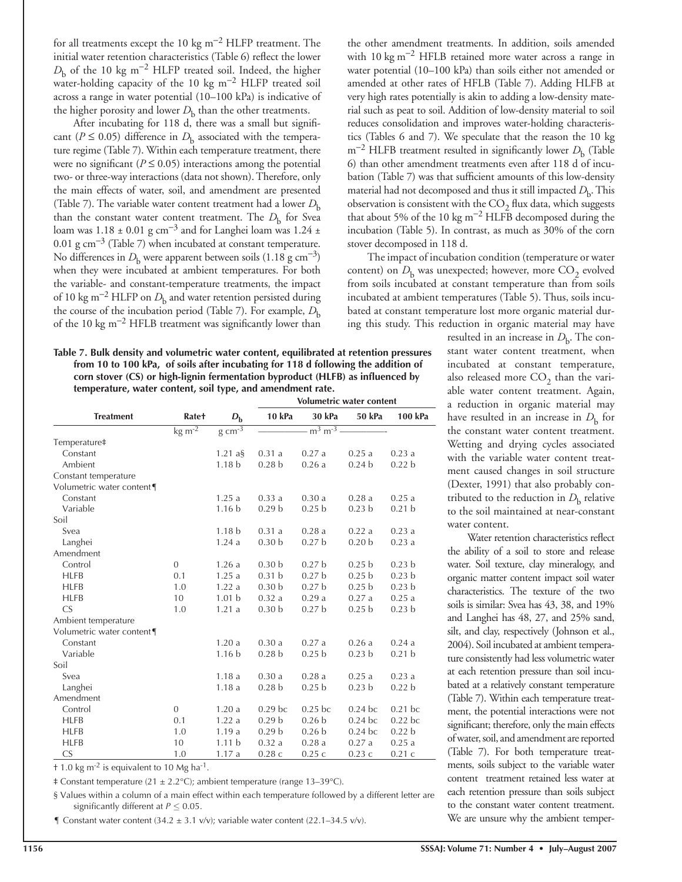for all treatments except the 10 kg m$^{-2}$ HLFP treatment. The initial water retention characteristics (Table 6) reflect the lower $D_b$ of the 10 kg m$^{-2}$ HLFP treated soil. Indeed, the higher water-holding capacity of the 10 kg m$^{-2}$ HLFP treated soil across a range in water potential (10–100 kPa) is indicative of the higher porosity and lower $D_b$ than the other treatments.

After incubating for 118 d, there was a small but significant ($P \leq 0.05$) difference in $D_b$ associated with the temperature regime (Table 7). Within each temperature treatment, there were no significant ($P \leq 0.05$) interactions among the potential two- or three-way interactions (data not shown). Therefore, only the main effects of water, soil, and amendment are presented (Table 7). The variable water content treatment had a lower $D_b$ than the constant water content treatment. The $D_b$ for Svea loam was 1.18 ± 0.01 g cm$^{-3}$ and for Langhei loam was 1.24 ± 0.01 g cm$^{-3}$ (Table 7) when incubated at constant temperature. No differences in $D_b$ were apparent between soils (1.18 g cm$^{-3}$) when they were incubated at ambient temperatures. For both the variable- and constant-temperature treatments, the impact of 10 kg m$^{-2}$ HLFP on $D_b$ and water retention persisted during the course of the incubation period (Table 7). For example, $D_b$ of the 10 kg m$^{-2}$ HFLB treatment was significantly lower than the other amendment treatments. In addition, soils amended with 10 kg m$^{-2}$ HFLB retained more water across a range in water potential (10–100 kPa) than soils either not amended or amended at other rates of HFLB (Table 7). Adding HLFB at very high rates potentially is akin to adding a low-density material such as peat to soil. Addition of low-density material to soil reduces consolidation and improves water-holding characteristics (Tables 6 and 7). We speculate that the reason the 10 kg m$^{-2}$ HLFB treatment resulted in significantly lower $D_b$ (Table 6) than other amendment treatments even after 118 d of incubation (Table 7) was that sufficient amounts of this low-density material had not decomposed and thus it still impacted $D_b$. This observation is consistent with the $CO_2$ flux data, which suggests that about 5% of the 10 kg m$^{-2}$ HLFB decomposed during the incubation (Table 5). In contrast, as much as 30% of the corn stover decomposed in 118 d.

The impact of incubation condition (temperature or water content) on $D_b$ was unexpected; however, more $CO_2$ evolved from soils incubated at constant temperature than from soils incubated at ambient temperatures (Table 5). Thus, soils incubated at constant temperature lost more organic material during this study. This reduction in organic material may have resulted in an increase in $D_b$. The constant water content treatment, when incubated at constant temperature, also released more $CO_2$ than the variable water content treatment. Again, a reduction in organic material may have resulted in an increase in $D_b$ for the constant water content treatment. Wetting and drying cycles associated with the variable water content treatment caused changes in soil structure (Dexter, 1991) that also probably contributed to the reduction in $D_b$ relative to the soil maintained at near-constant water content.

Water retention characteristics reflect the ability of a soil to store and release water. Soil texture, clay mineralogy, and organic matter content impact soil water characteristics. The texture of the two soils is similar: Svea has 43, 38, and 19% and Langhei has 48, 27, and 25% sand, silt, and clay, respectively (Johnson et al., 2004). Soil incubated at ambient temperature consistently had less volumetric water at each retention pressure than soil incubated at a relatively constant temperature (Table 7). Within each temperature treatment, the potential interactions were not significant; therefore, only the main effects of water, soil, and amendment are reported (Table 7). For both temperature treatments, soils subject to the variable water content treatment retained less water at each retention pressure than soils subject to the constant water content treatment. We are unsure why the ambient temper-

**Table 7. Bulk density and volumetric water content, equilibrated at retention pressures from 10 to 100 kPa, of soils after incubating for 118 d following the addition of corn stover (CS) or high-lignin fermentation byproduct (HLFB) as influenced by temperature, water content, soil type, and amendment rate.**

| Treatment | Rate† | $D_b$ | Volumetric water content | | | |
|---|---|---|---|---|---|---|
| | | | 10 kPa | 30 kPa | 50 kPa | 100 kPa |
| | kg m$^{-2}$ | g cm$^{-3}$ | m$^3$ m$^{-3}$ | | | |
| Temperature‡ | | | | | | |
| Constant | | 1.21 a§ | 0.31 a | 0.27 a | 0.25 a | 0.23 a |
| Ambient | | 1.18 b | 0.28 b | 0.26 a | 0.24 b | 0.22 b |
| Constant temperature | | | | | | |
| Volumetric water content¶ | | | | | | |
| Constant | | 1.25 a | 0.33 a | 0.30 a | 0.28 a | 0.25 a |
| Variable | | 1.16 b | 0.29 b | 0.25 b | 0.23 b | 0.21 b |
| Soil | | | | | | |
| Svea | | 1.18 b | 0.31 a | 0.28 a | 0.22 a | 0.23 a |
| Langhei | | 1.24 a | 0.30 b | 0.27 b | 0.20 b | 0.23 a |
| Amendment | | | | | | |
| Control | 0 | 1.26 a | 0.30 b | 0.27 b | 0.25 b | 0.23 b |
| HLFB | 0.1 | 1.25 a | 0.31 b | 0.27 b | 0.25 b | 0.23 b |
| HLFB | 1.0 | 1.22 a | 0.30 b | 0.27 b | 0.25 b | 0.23 b |
| HLFB | 10 | 1.01 b | 0.32 a | 0.29 a | 0.27 a | 0.25 a |
| CS | 1.0 | 1.21 a | 0.30 b | 0.27 b | 0.25 b | 0.23 b |
| Ambient temperature | | | | | | |
| Volumetric water content¶ | | | | | | |
| Constant | | 1.20 a | 0.30 a | 0.27 a | 0.26 a | 0.24 a |
| Variable | | 1.16 b | 0.28 b | 0.25 b | 0.23 b | 0.21 b |
| Soil | | | | | | |
| Svea | | 1.18 a | 0.30 a | 0.28 a | 0.25 a | 0.23 a |
| Langhei | | 1.18 a | 0.28 b | 0.25 b | 0.23 b | 0.22 b |
| Amendment | | | | | | |
| Control | 0 | 1.20 a | 0.29 bc | 0.25 bc | 0.24 bc | 0.21 bc |
| HLFB | 0.1 | 1.22 a | 0.29 b | 0.26 b | 0.24 bc | 0.22 bc |
| HLFB | 1.0 | 1.19 a | 0.29 b | 0.26 b | 0.24 bc | 0.22 b |
| HLFB | 10 | 1.11 b | 0.32 a | 0.28 a | 0.27 a | 0.25 a |
| CS | 1.0 | 1.17 a | 0.28 c | 0.25 c | 0.23 c | 0.21 c |

† 1.0 kg m$^{-2}$ is equivalent to 10 Mg ha$^{-1}$.

‡ Constant temperature (21 ± 2.2°C); ambient temperature (range 13–39°C).

§ Values within a column of a main effect within each temperature followed by a different letter are significantly different at $P \leq 0.05$.

¶ Constant water content (34.2 ± 3.1 v/v); variable water content (22.1–34.5 v/v).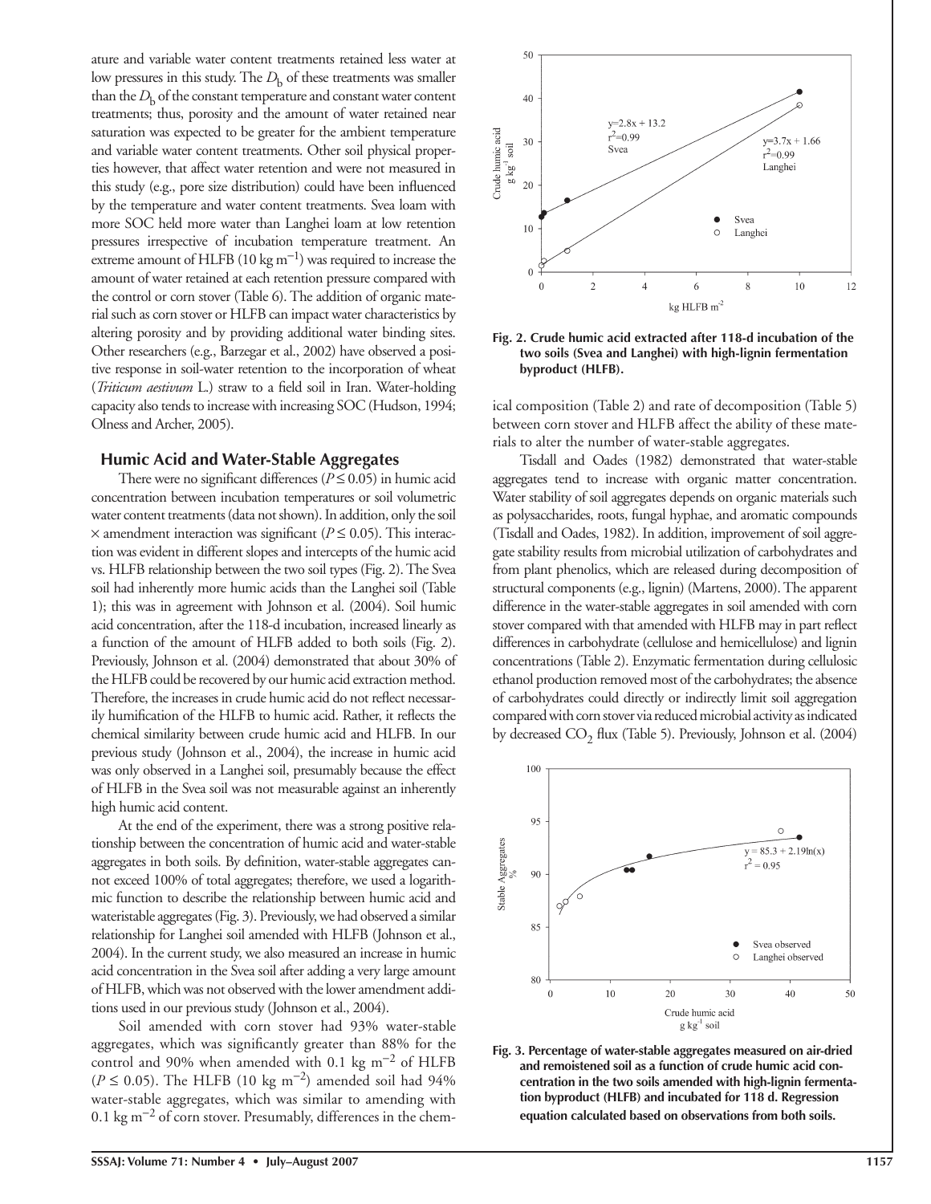ature and variable water content treatments retained less water at low pressures in this study. The $D_b$ of these treatments was smaller than the $D_b$ of the constant temperature and constant water content treatments; thus, porosity and the amount of water retained near saturation was expected to be greater for the ambient temperature and variable water content treatments. Other soil physical properties however, that affect water retention and were not measured in this study (e.g., pore size distribution) could have been influenced by the temperature and water content treatments. Svea loam with more SOC held more water than Langhei loam at low retention pressures irrespective of incubation temperature treatment. An extreme amount of HLFB (10 kg $m^{-1}$) was required to increase the amount of water retained at each retention pressure compared with the control or corn stover (Table 6). The addition of organic material such as corn stover or HLFB can impact water characteristics by altering porosity and by providing additional water binding sites. Other researchers (e.g., Barzegar et al., 2002) have observed a positive response in soil-water retention to the incorporation of wheat (*Triticum aestivum* L.) straw to a field soil in Iran. Water-holding capacity also tends to increase with increasing SOC (Hudson, 1994; Olness and Archer, 2005).

## Humic Acid and Water-Stable Aggregates

There were no significant differences ($P \leq 0.05$) in humic acid concentration between incubation temperatures or soil volumetric water content treatments (data not shown). In addition, only the soil × amendment interaction was significant ($P \leq 0.05$). This interaction was evident in different slopes and intercepts of the humic acid vs. HLFB relationship between the two soil types (Fig. 2). The Svea soil had inherently more humic acids than the Langhei soil (Table 1); this was in agreement with Johnson et al. (2004). Soil humic acid concentration, after the 118-d incubation, increased linearly as a function of the amount of HLFB added to both soils (Fig. 2). Previously, Johnson et al. (2004) demonstrated that about 30% of the HLFB could be recovered by our humic acid extraction method. Therefore, the increases in crude humic acid do not reflect necessarily humification of the HLFB to humic acid. Rather, it reflects the chemical similarity between crude humic acid and HLFB. In our previous study (Johnson et al., 2004), the increase in humic acid was only observed in a Langhei soil, presumably because the effect of HLFB in the Svea soil was not measurable against an inherently high humic acid content.

At the end of the experiment, there was a strong positive relationship between the concentration of humic acid and water-stable aggregates in both soils. By definition, water-stable aggregates cannot exceed 100% of total aggregates; therefore, we used a logarithmic function to describe the relationship between humic acid and wateristable aggregates (Fig. 3). Previously, we had observed a similar relationship for Langhei soil amended with HLFB (Johnson et al., 2004). In the current study, we also measured an increase in humic acid concentration in the Svea soil after adding a very large amount of HLFB, which was not observed with the lower amendment additions used in our previous study (Johnson et al., 2004).

Soil amended with corn stover had 93% water-stable aggregates, which was significantly greater than 88% for the control and 90% when amended with 0.1 kg $m^{-2}$ of HLFB ($P \leq 0.05$). The HLFB (10 kg $m^{-2}$) amended soil had 94% water-stable aggregates, which was similar to amending with 0.1 kg $m^{-2}$ of corn stover. Presumably, differences in the chemical composition (Table 2) and rate of decomposition (Table 5) between corn stover and HLFB affect the ability of these materials to alter the number of water-stable aggregates.

**Fig. 2. Crude humic acid extracted after 118-d incubation of the two soils (Svea and Langhei) with high-lignin fermentation byproduct (HLFB).**

Tisdall and Oades (1982) demonstrated that water-stable aggregates tend to increase with organic matter concentration. Water stability of soil aggregates depends on organic materials such as polysaccharides, roots, fungal hyphae, and aromatic compounds (Tisdall and Oades, 1982). In addition, improvement of soil aggregate stability results from microbial utilization of carbohydrates and from plant phenolics, which are released during decomposition of structural components (e.g., lignin) (Martens, 2000). The apparent difference in the water-stable aggregates in soil amended with corn stover compared with that amended with HLFB may in part reflect differences in carbohydrate (cellulose and hemicellulose) and lignin concentrations (Table 2). Enzymatic fermentation during cellulosic ethanol production removed most of the carbohydrates; the absence of carbohydrates could directly or indirectly limit soil aggregation compared with corn stover via reduced microbial activity as indicated by decreased $CO_2$ flux (Table 5). Previously, Johnson et al. (2004)

**Fig. 3. Percentage of water-stable aggregates measured on air-dried and remoistened soil as a function of crude humic acid concentration in the two soils amended with high-lignin fermentation byproduct (HLFB) and incubated for 118 d. Regression equation calculated based on observations from both soils.**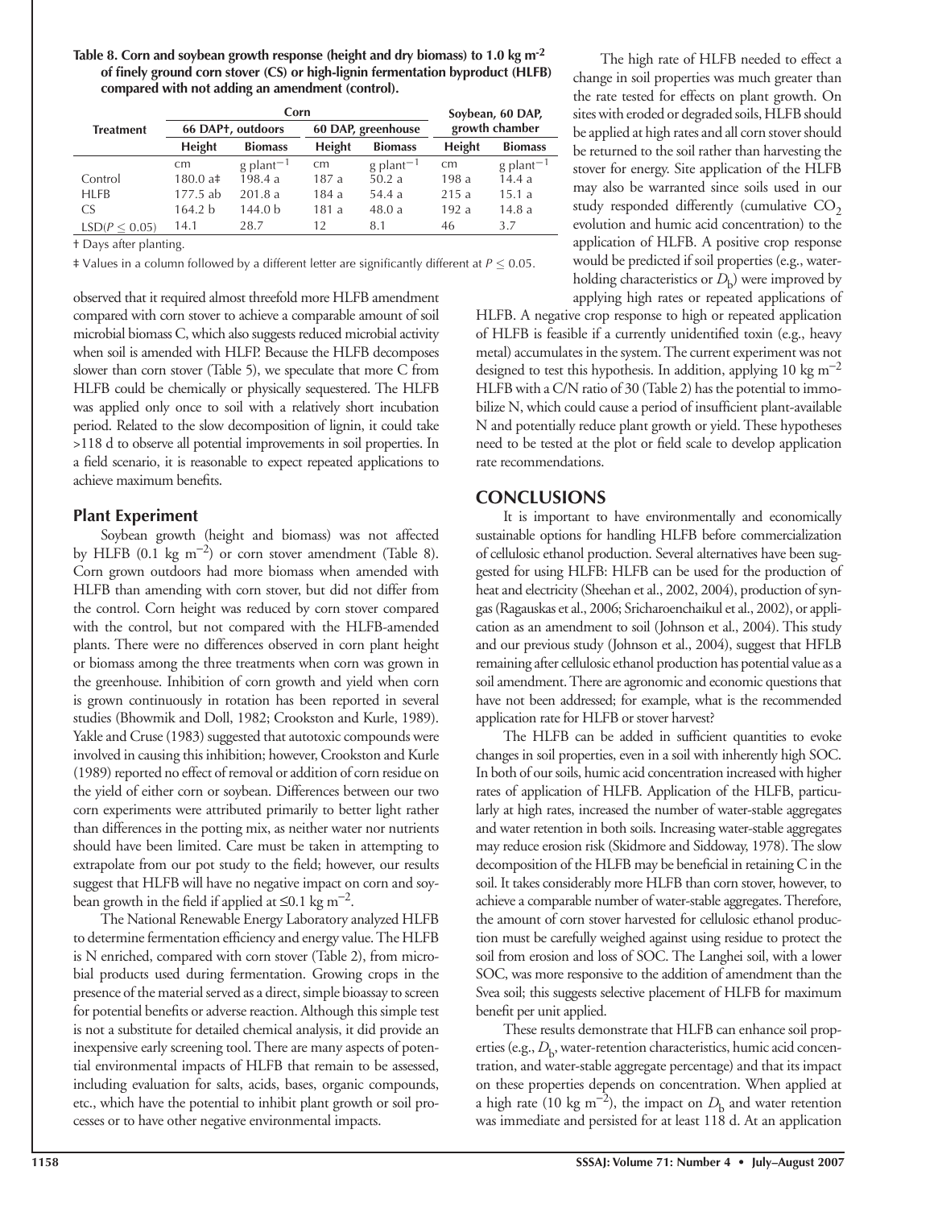**Table 8. Corn and soybean growth response (height and dry biomass) to 1.0 kg m$^{-2}$ of finely ground corn stover (CS) or high-lignin fermentation byproduct (HLFB) compared with not adding an amendment (control).**

| Treatment | Corn | | | | Soybean, 60 DAP, growth chamber | |
|---|---|---|---|---|---|---|
| | 66 DAP†, outdoors | | 60 DAP, greenhouse | | | |
| | Height | Biomass | Height | Biomass | Height | Biomass |
| | cm | g plant$^{-1}$ | cm | g plant$^{-1}$ | cm | g plant$^{-1}$ |
| Control | 180.0 a‡ | 198.4 a | 187 a | 50.2 a | 198 a | 14.4 a |
| HLFB | 177.5 ab | 201.8 a | 184 a | 54.4 a | 215 a | 15.1 a |
| CS | 164.2 b | 144.0 b | 181 a | 48.0 a | 192 a | 14.8 a |
| LSD($P \leq 0.05$) | 14.1 | 28.7 | 12 | 8.1 | 46 | 3.7 |

† Days after planting.

‡ Values in a column followed by a different letter are significantly different at $P \leq 0.05$.

observed that it required almost threefold more HLFB amendment compared with corn stover to achieve a comparable amount of soil microbial biomass C, which also suggests reduced microbial activity when soil is amended with HLFP. Because the HLFB decomposes slower than corn stover (Table 5), we speculate that more C from HLFB could be chemically or physically sequestered. The HLFB was applied only once to soil with a relatively short incubation period. Related to the slow decomposition of lignin, it could take >118 d to observe all potential improvements in soil properties. In a field scenario, it is reasonable to expect repeated applications to achieve maximum benefits.

## Plant Experiment

Soybean growth (height and biomass) was not affected by HLFB (0.1 kg m$^{-2}$) or corn stover amendment (Table 8). Corn grown outdoors had more biomass when amended with HLFB than amending with corn stover, but did not differ from the control. Corn height was reduced by corn stover compared with the control, but not compared with the HLFB-amended plants. There were no differences observed in corn plant height or biomass among the three treatments when corn was grown in the greenhouse. Inhibition of corn growth and yield when corn is grown continuously in rotation has been reported in several studies (Bhowmik and Doll, 1982; Crookston and Kurle, 1989). Yakle and Cruse (1983) suggested that autotoxic compounds were involved in causing this inhibition; however, Crookston and Kurle (1989) reported no effect of removal or addition of corn residue on the yield of either corn or soybean. Differences between our two corn experiments were attributed primarily to better light rather than differences in the potting mix, as neither water nor nutrients should have been limited. Care must be taken in attempting to extrapolate from our pot study to the field; however, our results suggest that HLFB will have no negative impact on corn and soybean growth in the field if applied at ≤0.1 kg m$^{-2}$.

The National Renewable Energy Laboratory analyzed HLFB to determine fermentation efficiency and energy value. The HLFB is N enriched, compared with corn stover (Table 2), from microbial products used during fermentation. Growing crops in the presence of the material served as a direct, simple bioassay to screen for potential benefits or adverse reaction. Although this simple test is not a substitute for detailed chemical analysis, it did provide an inexpensive early screening tool. There are many aspects of potential environmental impacts of HLFB that remain to be assessed, including evaluation for salts, acids, bases, organic compounds, etc., which have the potential to inhibit plant growth or soil processes or to have other negative environmental impacts.

The high rate of HLFB needed to effect a change in soil properties was much greater than the rate tested for effects on plant growth. On sites with eroded or degraded soils, HLFB should be applied at high rates and all corn stover should be returned to the soil rather than harvesting the stover for energy. Site application of the HLFB may also be warranted since soils used in our study responded differently (cumulative $CO_2$ evolution and humic acid concentration) to the application of HLFB. A positive crop response would be predicted if soil properties (e.g., water-holding characteristics or $D_b$) were improved by applying high rates or repeated applications of HLFB. A negative crop response to high or repeated application of HLFB is feasible if a currently unidentified toxin (e.g., heavy metal) accumulates in the system. The current experiment was not designed to test this hypothesis. In addition, applying 10 kg m$^{-2}$ HLFB with a C/N ratio of 30 (Table 2) has the potential to immobilize N, which could cause a period of insufficient plant-available N and potentially reduce plant growth or yield. These hypotheses need to be tested at the plot or field scale to develop application rate recommendations.

## CONCLUSIONS

It is important to have environmentally and economically sustainable options for handling HLFB before commercialization of cellulosic ethanol production. Several alternatives have been suggested for using HLFB: HLFB can be used for the production of heat and electricity (Sheehan et al., 2002, 2004), production of syngas (Ragauskas et al., 2006; Sricharoenchaikul et al., 2002), or application as an amendment to soil (Johnson et al., 2004). This study and our previous study (Johnson et al., 2004), suggest that HFLB remaining after cellulosic ethanol production has potential value as a soil amendment. There are agronomic and economic questions that have not been addressed; for example, what is the recommended application rate for HLFB or stover harvest?

The HLFB can be added in sufficient quantities to evoke changes in soil properties, even in a soil with inherently high SOC. In both of our soils, humic acid concentration increased with higher rates of application of HLFB. Application of the HLFB, particularly at high rates, increased the number of water-stable aggregates and water retention in both soils. Increasing water-stable aggregates may reduce erosion risk (Skidmore and Siddoway, 1978). The slow decomposition of the HLFB may be beneficial in retaining C in the soil. It takes considerably more HLFB than corn stover, however, to achieve a comparable number of water-stable aggregates. Therefore, the amount of corn stover harvested for cellulosic ethanol production must be carefully weighed against using residue to protect the soil from erosion and loss of SOC. The Langhei soil, with a lower SOC, was more responsive to the addition of amendment than the Svea soil; this suggests selective placement of HLFB for maximum benefit per unit applied.

These results demonstrate that HLFB can enhance soil properties (e.g., $D_b$, water-retention characteristics, humic acid concentration, and water-stable aggregate percentage) and that its impact on these properties depends on concentration. When applied at a high rate (10 kg m$^{-2}$), the impact on $D_b$ and water retention was immediate and persisted for at least 118 d. At an application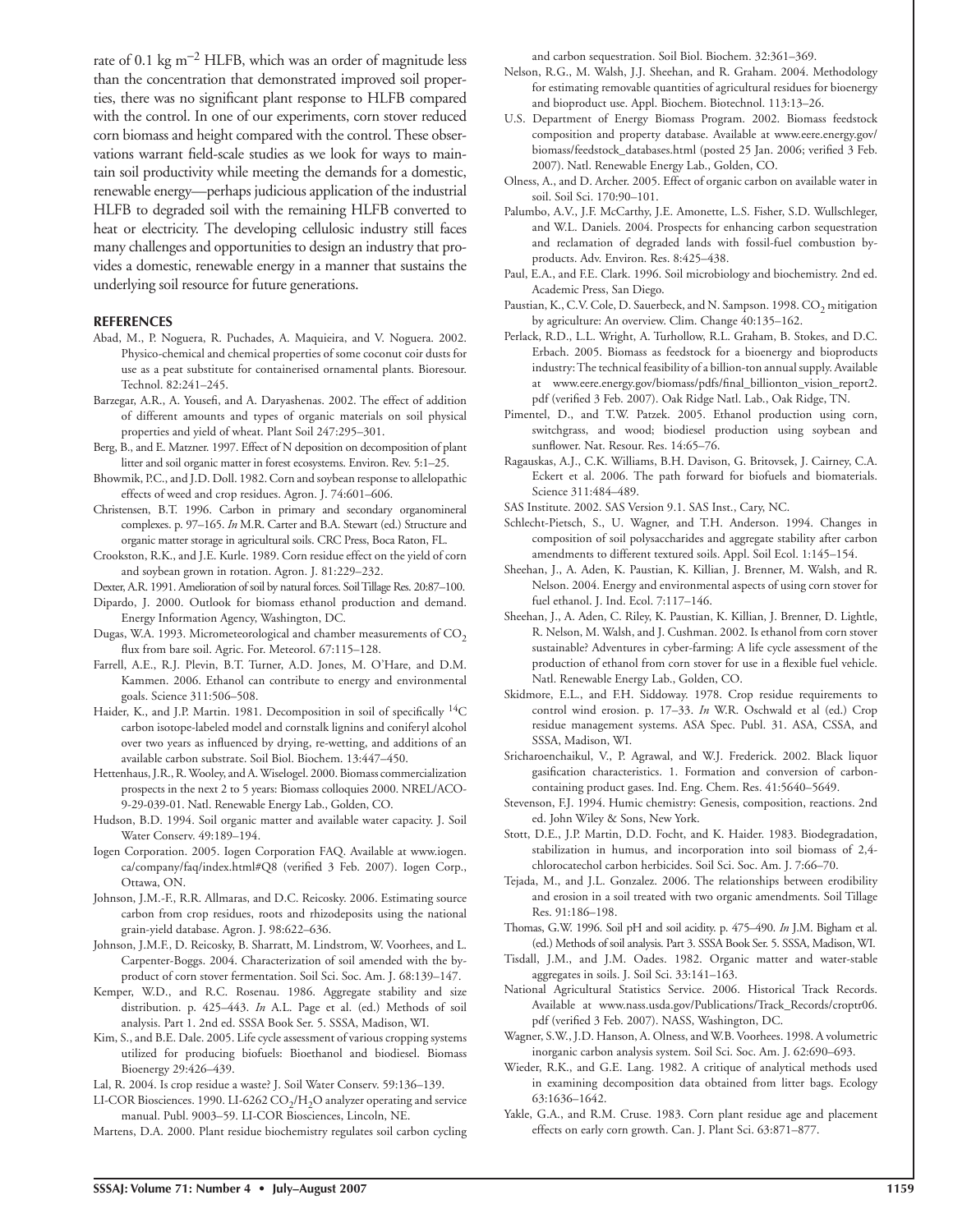rate of 0.1 kg $m^{-2}$ HLFB, which was an order of magnitude less than the concentration that demonstrated improved soil properties, there was no significant plant response to HLFB compared with the control. In one of our experiments, corn stover reduced corn biomass and height compared with the control. These observations warrant field-scale studies as we look for ways to maintain soil productivity while meeting the demands for a domestic, renewable energy—perhaps judicious application of the industrial HLFB to degraded soil with the remaining HLFB converted to heat or electricity. The developing cellulosic industry still faces many challenges and opportunities to design an industry that provides a domestic, renewable energy in a manner that sustains the underlying soil resource for future generations.

## REFERENCES

- Abad, M., P. Noguera, R. Puchades, A. Maquieira, and V. Noguera. 2002. Physico-chemical and chemical properties of some coconut coir dusts for use as a peat substitute for containerised ornamental plants. Bioresour. Technol. 82:241–245.
- Barzegar, A.R., A. Yousefi, and A. Daryashenas. 2002. The effect of addition of different amounts and types of organic materials on soil physical properties and yield of wheat. Plant Soil 247:295–301.
- Berg, B., and E. Matzner. 1997. Effect of N deposition on decomposition of plant litter and soil organic matter in forest ecosystems. Environ. Rev. 5:1–25.
- Bhowmik, P.C., and J.D. Doll. 1982. Corn and soybean response to allelopathic effects of weed and crop residues. Agron. J. 74:601–606.
- Christensen, B.T. 1996. Carbon in primary and secondary organomineral complexes. p. 97–165. *In* M.R. Carter and B.A. Stewart (ed.) Structure and organic matter storage in agricultural soils. CRC Press, Boca Raton, FL.
- Crookston, R.K., and J.E. Kurle. 1989. Corn residue effect on the yield of corn and soybean grown in rotation. Agron. J. 81:229–232.
- Dexter, A.R. 1991. Amelioration of soil by natural forces. Soil Tillage Res. 20:87–100.
- Dipardo, J. 2000. Outlook for biomass ethanol production and demand. Energy Information Agency, Washington, DC.
- Dugas, W.A. 1993. Micrometeorological and chamber measurements of $CO_2$ flux from bare soil. Agric. For. Meteorol. 67:115–128.
- Farrell, A.E., R.J. Plevin, B.T. Turner, A.D. Jones, M. O'Hare, and D.M. Kammen. 2006. Ethanol can contribute to energy and environmental goals. Science 311:506–508.
- Haider, K., and J.P. Martin. 1981. Decomposition in soil of specifically $^{14}C$ carbon isotope-labeled model and cornstalk lignins and coniferyl alcohol over two years as influenced by drying, re-wetting, and additions of an available carbon substrate. Soil Biol. Biochem. 13:447–450.
- Hettenhaus, J.R., R. Wooley, and A. Wiselogel. 2000. Biomass commercialization prospects in the next 2 to 5 years: Biomass colloquies 2000. NREL/ACO-9-29-039-01. Natl. Renewable Energy Lab., Golden, CO.
- Hudson, B.D. 1994. Soil organic matter and available water capacity. J. Soil Water Conserv. 49:189–194.
- Iogen Corporation. 2005. Iogen Corporation FAQ. Available at www.iogen.ca/company/faq/index.html#Q8 (verified 3 Feb. 2007). Iogen Corp., Ottawa, ON.
- Johnson, J.M.-F., R.R. Allmaras, and D.C. Reicosky. 2006. Estimating source carbon from crop residues, roots and rhizodeposits using the national grain-yield database. Agron. J. 98:622–636.
- Johnson, J.M.F., D. Reicosky, B. Sharratt, M. Lindstrom, W. Voorhees, and L. Carpenter-Boggs. 2004. Characterization of soil amended with the by-product of corn stover fermentation. Soil Sci. Soc. Am. J. 68:139–147.
- Kemper, W.D., and R.C. Rosenau. 1986. Aggregate stability and size distribution. p. 425–443. *In* A.L. Page et al. (ed.) Methods of soil analysis. Part 1. 2nd ed. SSSA Book Ser. 5. SSSA, Madison, WI.
- Kim, S., and B.E. Dale. 2005. Life cycle assessment of various cropping systems utilized for producing biofuels: Bioethanol and biodiesel. Biomass Bioenergy 29:426–439.
- Lal, R. 2004. Is crop residue a waste? J. Soil Water Conserv. 59:136–139.
- LI-COR Biosciences. 1990. LI-6262 $CO_2/H_2O$ analyzer operating and service manual. Publ. 9003–59. LI-COR Biosciences, Lincoln, NE.
- Martens, D.A. 2000. Plant residue biochemistry regulates soil carbon cycling and carbon sequestration. Soil Biol. Biochem. 32:361–369.
- Nelson, R.G., M. Walsh, J.J. Sheehan, and R. Graham. 2004. Methodology for estimating removable quantities of agricultural residues for bioenergy and bioproduct use. Appl. Biochem. Biotechnol. 113:13–26.
- U.S. Department of Energy Biomass Program. 2002. Biomass feedstock composition and property database. Available at www.eere.energy.gov/biomass/feedstock_databases.html (posted 25 Jan. 2006; verified 3 Feb. 2007). Natl. Renewable Energy Lab., Golden, CO.
- Olness, A., and D. Archer. 2005. Effect of organic carbon on available water in soil. Soil Sci. 170:90–101.
- Palumbo, A.V., J.F. McCarthy, J.E. Amonette, L.S. Fisher, S.D. Wullschleger, and W.L. Daniels. 2004. Prospects for enhancing carbon sequestration and reclamation of degraded lands with fossil-fuel combustion by-products. Adv. Environ. Res. 8:425–438.
- Paul, E.A., and F.E. Clark. 1996. Soil microbiology and biochemistry. 2nd ed. Academic Press, San Diego.
- Paustian, K., C.V. Cole, D. Sauerbeck, and N. Sampson. 1998. $CO_2$ mitigation by agriculture: An overview. Clim. Change 40:135–162.
- Perlack, R.D., L.L. Wright, A. Turhollow, R.L. Graham, B. Stokes, and D.C. Erbach. 2005. Biomass as feedstock for a bioenergy and bioproducts industry: The technical feasibility of a billion-ton annual supply. Available at www.eere.energy.gov/biomass/pdfs/final_billionton_vision_report2.pdf (verified 3 Feb. 2007). Oak Ridge Natl. Lab., Oak Ridge, TN.
- Pimentel, D., and T.W. Patzek. 2005. Ethanol production using corn, switchgrass, and wood; biodiesel production using soybean and sunflower. Nat. Resour. Res. 14:65–76.
- Ragauskas, A.J., C.K. Williams, B.H. Davison, G. Britovsek, J. Cairney, C.A. Eckert et al. 2006. The path forward for biofuels and biomaterials. Science 311:484–489.
- SAS Institute. 2002. SAS Version 9.1. SAS Inst., Cary, NC.
- Schlecht-Pietsch, S., U. Wagner, and T.H. Anderson. 1994. Changes in composition of soil polysaccharides and aggregate stability after carbon amendments to different textured soils. Appl. Soil Ecol. 1:145–154.
- Sheehan, J., A. Aden, K. Paustian, K. Killian, J. Brenner, M. Walsh, and R. Nelson. 2004. Energy and environmental aspects of using corn stover for fuel ethanol. J. Ind. Ecol. 7:117–146.
- Sheehan, J., A. Aden, C. Riley, K. Paustian, K. Killian, J. Brenner, D. Lightle, R. Nelson, M. Walsh, and J. Cushman. 2002. Is ethanol from corn stover sustainable? Adventures in cyber-farming: A life cycle assessment of the production of ethanol from corn stover for use in a flexible fuel vehicle. Natl. Renewable Energy Lab., Golden, CO.
- Skidmore, E.L., and F.H. Siddoway. 1978. Crop residue requirements to control wind erosion. p. 17–33. *In* W.R. Oschwald et al (ed.) Crop residue management systems. ASA Spec. Publ. 31. ASA, CSSA, and SSSA, Madison, WI.
- Sricharoenchaikul, V., P. Agrawal, and W.J. Frederick. 2002. Black liquor gasification characteristics. 1. Formation and conversion of carbon-containing product gases. Ind. Eng. Chem. Res. 41:5640–5649.
- Stevenson, F.J. 1994. Humic chemistry: Genesis, composition, reactions. 2nd ed. John Wiley & Sons, New York.
- Stott, D.E., J.P. Martin, D.D. Focht, and K. Haider. 1983. Biodegradation, stabilization in humus, and incorporation into soil biomass of 2,4-chlorocatechol carbon herbicides. Soil Sci. Soc. Am. J. 7:66–70.
- Tejada, M., and J.L. Gonzalez. 2006. The relationships between erodibility and erosion in a soil treated with two organic amendments. Soil Tillage Res. 91:186–198.
- Thomas, G.W. 1996. Soil pH and soil acidity. p. 475–490. *In* J.M. Bigham et al. (ed.) Methods of soil analysis. Part 3. SSSA Book Ser. 5. SSSA, Madison, WI.
- Tisdall, J.M., and J.M. Oades. 1982. Organic matter and water-stable aggregates in soils. J. Soil Sci. 33:141–163.
- National Agricultural Statistics Service. 2006. Historical Track Records. Available at www.nass.usda.gov/Publications/Track_Records/croptr06.pdf (verified 3 Feb. 2007). NASS, Washington, DC.
- Wagner, S.W., J.D. Hanson, A. Olness, and W.B. Voorhees. 1998. A volumetric inorganic carbon analysis system. Soil Sci. Soc. Am. J. 62:690–693.
- Wieder, R.K., and G.E. Lang. 1982. A critique of analytical methods used in examining decomposition data obtained from litter bags. Ecology 63:1636–1642.
- Yakle, G.A., and R.M. Cruse. 1983. Corn plant residue age and placement effects on early corn growth. Can. J. Plant Sci. 63:871–877.